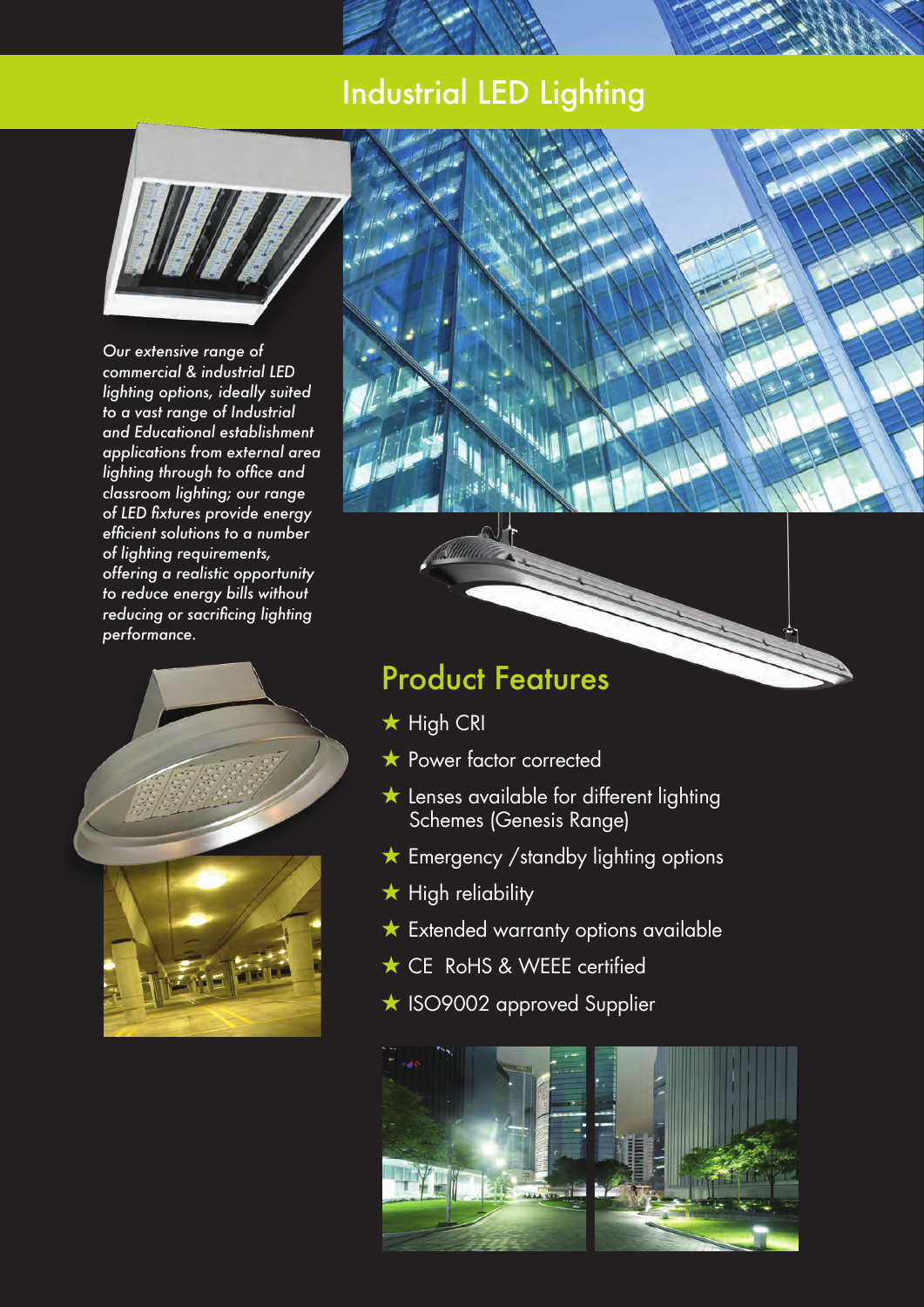# Industrial LED Lighting

*Our extensive range of commercial & industrial LED lighting options, ideally suited to a vast range of Industrial and Educational establishment applications from external area lighting through to office and classroom lighting; our range of LED fixtures provide energy efficient solutions to a number of lighting requirements, offering a realistic opportunity to reduce energy bills without reducing or sacrificing lighting performance.*

## Product Features

- ★ High CRI
- ★ Power factor corrected
- ★ Lenses available for different lighting Schemes (Genesis Range)
- ★ Emergency /standby lighting options
- ★ High reliability
- ★ Extended warranty options available
- ★ CE RoHS & WEEE certified
- ★ ISO9002 approved Supplier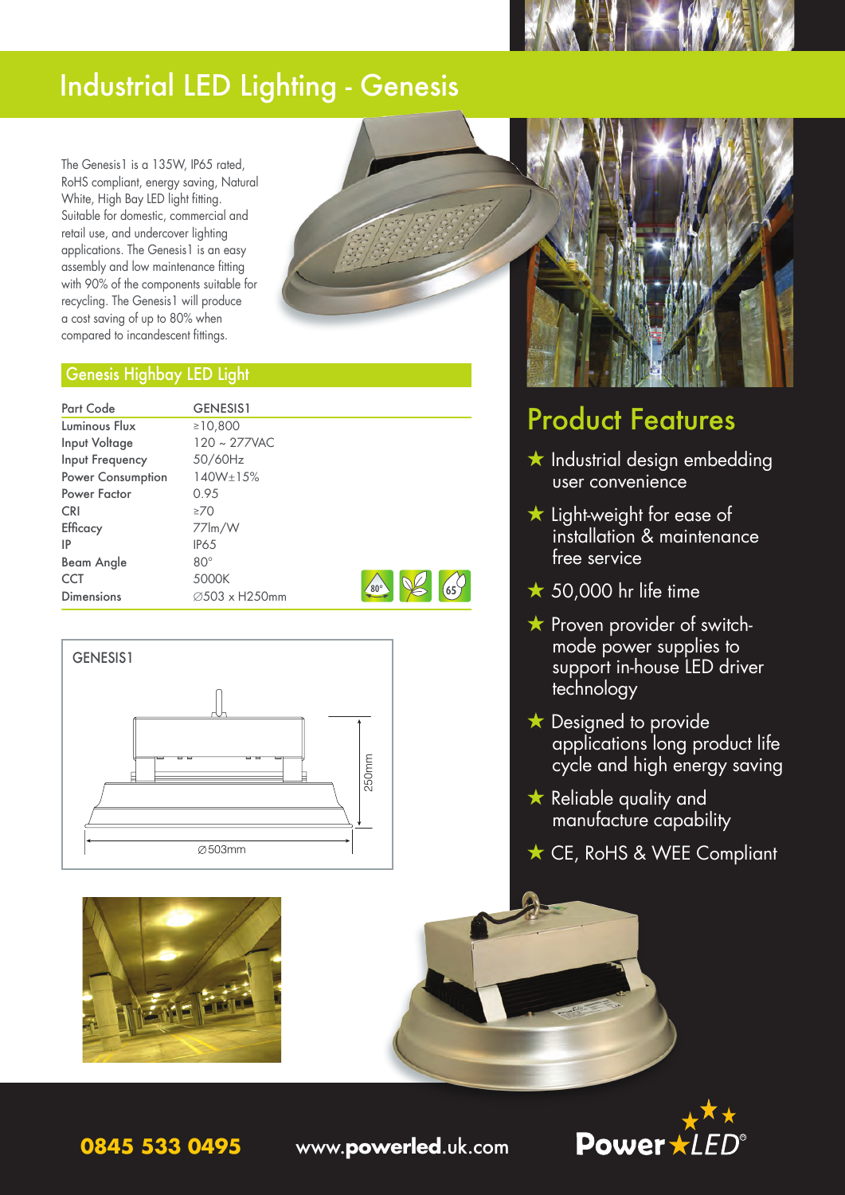# Industrial LED Lighting - Genesis

The Genesis1 is a 135W, IP65 rated, RoHS compliant, energy saving, Natural White, High Bay LED light fitting. Suitable for domestic, commercial and retail use, and undercover lighting applications. The Genesis1 is an easy assembly and low maintenance fitting with 90% of the components suitable for recycling. The Genesis1 will produce a cost saving of up to 80% when compared to incandescent fittings.

## Genesis Highbay LED Light

| Part Code | GENESIS1 |
|---|---|
| Luminous Flux | ≥10,800 |
| Input Voltage | 120 ~ 277VAC |
| Input Frequency | 50/60Hz |
| Power Consumption | 140W±15% |
| Power Factor | 0.95 |
| CRI | ≥70 |
| Efficacy | 77lm/W |
| IP | IP65 |
| Beam Angle | 80° |
| CCT | 5000K |
| Dimensions | ∅503 x H250mm |

80°

65

GENESIS1

250mm

∅503mm

## Product Features

- ★ Industrial design embedding user convenience
- ★ Light-weight for ease of installation & maintenance free service
- ★ 50,000 hr life time
- ★ Proven provider of switch-mode power supplies to support in-house LED driver technology
- ★ Designed to provide applications long product life cycle and high energy saving
- ★ Reliable quality and manufacture capability
- ★ CE, RoHS & WEE Compliant

**0845 533 0495** www.**powerled**.uk.com

Power LED®